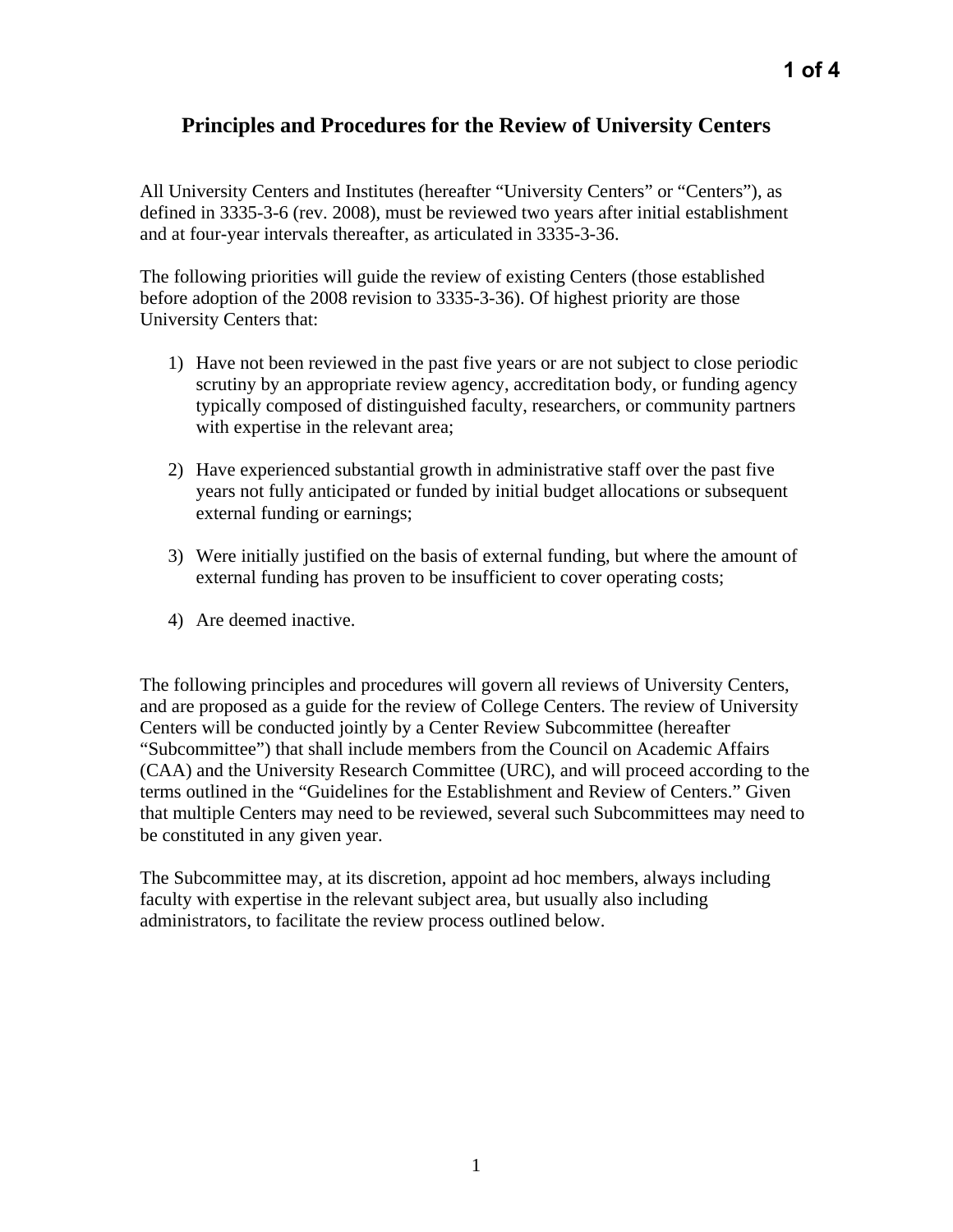# Principles and Procedures for the Review of University Centers

All University Centers and Institutes (hereafter "University Centers" or "Centers"), as defined in 3335-3-6 (rev. 2008), must be reviewed two years after initial establishment and at four-year intervals thereafter, as articulated in 3335-3-36.

The following priorities will guide the review of existing Centers (those established before adoption of the 2008 revision to 3335-3-36). Of highest priority are those University Centers that:

1) Have not been reviewed in the past five years or are not subject to close periodic scrutiny by an appropriate review agency, accreditation body, or funding agency typically composed of distinguished faculty, researchers, or community partners with expertise in the relevant area;

2) Have experienced substantial growth in administrative staff over the past five years not fully anticipated or funded by initial budget allocations or subsequent external funding or earnings;

3) Were initially justified on the basis of external funding, but where the amount of external funding has proven to be insufficient to cover operating costs;

4) Are deemed inactive.

The following principles and procedures will govern all reviews of University Centers, and are proposed as a guide for the review of College Centers. The review of University Centers will be conducted jointly by a Center Review Subcommittee (hereafter "Subcommittee") that shall include members from the Council on Academic Affairs (CAA) and the University Research Committee (URC), and will proceed according to the terms outlined in the "Guidelines for the Establishment and Review of Centers." Given that multiple Centers may need to be reviewed, several such Subcommittees may need to be constituted in any given year.

The Subcommittee may, at its discretion, appoint ad hoc members, always including faculty with expertise in the relevant subject area, but usually also including administrators, to facilitate the review process outlined below.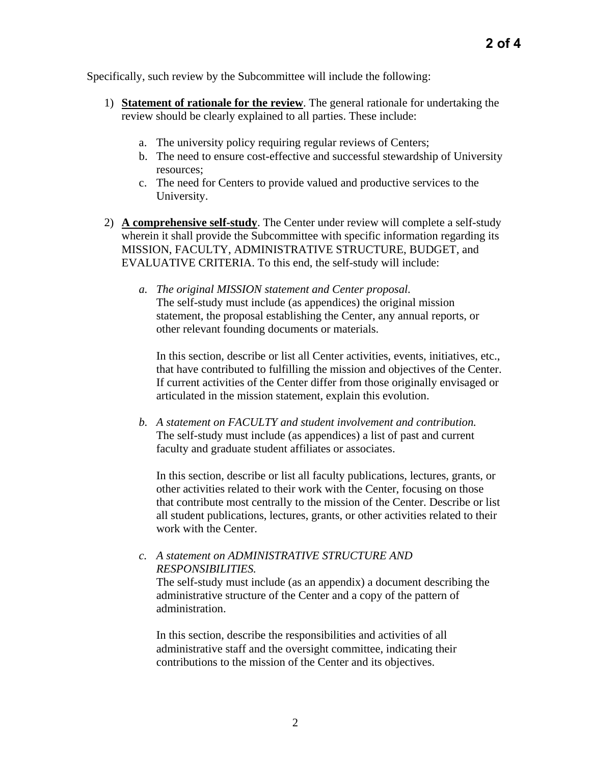Specifically, such review by the Subcommittee will include the following:

1) **Statement of rationale for the review**. The general rationale for undertaking the review should be clearly explained to all parties. These include:

   a. The university policy requiring regular reviews of Centers;
   b. The need to ensure cost-effective and successful stewardship of University resources;
   c. The need for Centers to provide valued and productive services to the University.

2) **A comprehensive self-study**. The Center under review will complete a self-study wherein it shall provide the Subcommittee with specific information regarding its MISSION, FACULTY, ADMINISTRATIVE STRUCTURE, BUDGET, and EVALUATIVE CRITERIA. To this end, the self-study will include:

   a. *The original MISSION statement and Center proposal.*
   The self-study must include (as appendices) the original mission statement, the proposal establishing the Center, any annual reports, or other relevant founding documents or materials.

   In this section, describe or list all Center activities, events, initiatives, etc., that have contributed to fulfilling the mission and objectives of the Center. If current activities of the Center differ from those originally envisaged or articulated in the mission statement, explain this evolution.

   b. *A statement on FACULTY and student involvement and contribution.*
   The self-study must include (as appendices) a list of past and current faculty and graduate student affiliates or associates.

   In this section, describe or list all faculty publications, lectures, grants, or other activities related to their work with the Center, focusing on those that contribute most centrally to the mission of the Center. Describe or list all student publications, lectures, grants, or other activities related to their work with the Center.

   c. *A statement on ADMINISTRATIVE STRUCTURE AND RESPONSIBILITIES.*
   The self-study must include (as an appendix) a document describing the administrative structure of the Center and a copy of the pattern of administration.

   In this section, describe the responsibilities and activities of all administrative staff and the oversight committee, indicating their contributions to the mission of the Center and its objectives.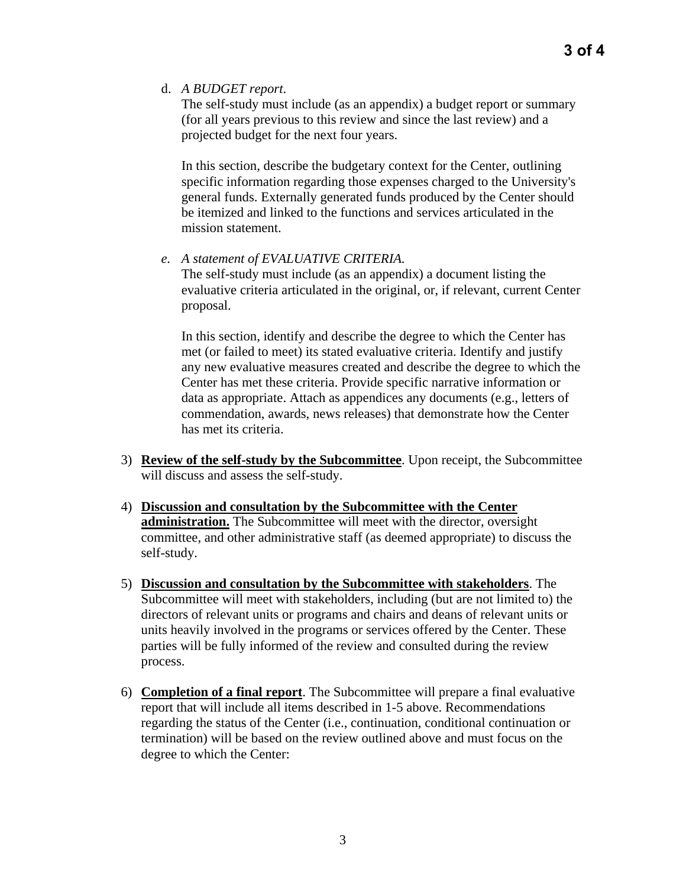d. *A BUDGET report*.
   The self-study must include (as an appendix) a budget report or summary (for all years previous to this review and since the last review) and a projected budget for the next four years.

   In this section, describe the budgetary context for the Center, outlining specific information regarding those expenses charged to the University's general funds. Externally generated funds produced by the Center should be itemized and linked to the functions and services articulated in the mission statement.

e. *A statement of EVALUATIVE CRITERIA.*
   The self-study must include (as an appendix) a document listing the evaluative criteria articulated in the original, or, if relevant, current Center proposal.

   In this section, identify and describe the degree to which the Center has met (or failed to meet) its stated evaluative criteria. Identify and justify any new evaluative measures created and describe the degree to which the Center has met these criteria. Provide specific narrative information or data as appropriate. Attach as appendices any documents (e.g., letters of commendation, awards, news releases) that demonstrate how the Center has met its criteria.

3) **Review of the self-study by the Subcommittee**. Upon receipt, the Subcommittee will discuss and assess the self-study.

4) **Discussion and consultation by the Subcommittee with the Center administration.** The Subcommittee will meet with the director, oversight committee, and other administrative staff (as deemed appropriate) to discuss the self-study.

5) **Discussion and consultation by the Subcommittee with stakeholders**. The Subcommittee will meet with stakeholders, including (but are not limited to) the directors of relevant units or programs and chairs and deans of relevant units or units heavily involved in the programs or services offered by the Center. These parties will be fully informed of the review and consulted during the review process.

6) **Completion of a final report**. The Subcommittee will prepare a final evaluative report that will include all items described in 1-5 above. Recommendations regarding the status of the Center (i.e., continuation, conditional continuation or termination) will be based on the review outlined above and must focus on the degree to which the Center: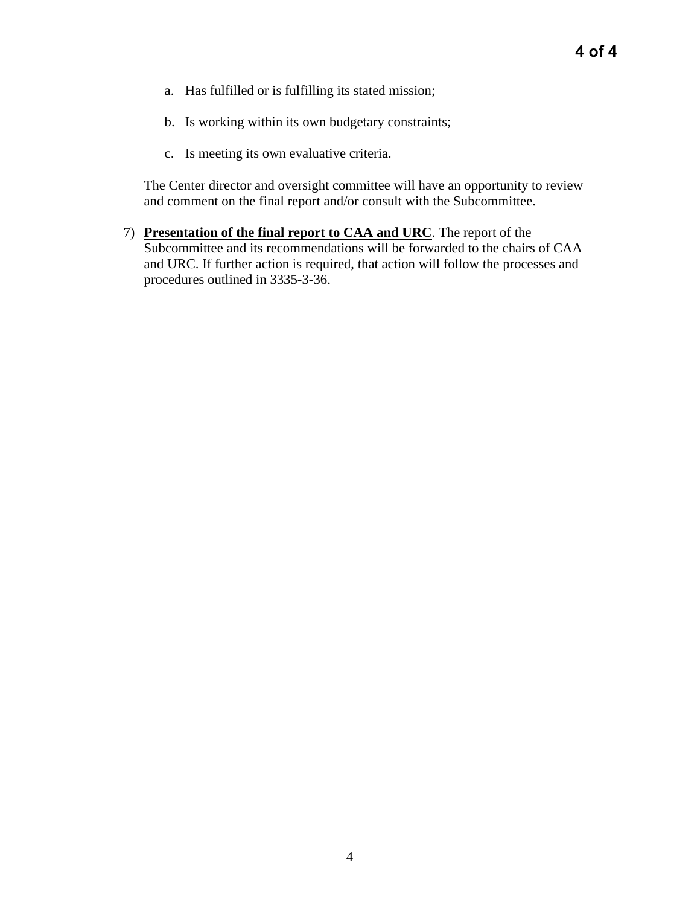a. Has fulfilled or is fulfilling its stated mission;

b. Is working within its own budgetary constraints;

c. Is meeting its own evaluative criteria.

The Center director and oversight committee will have an opportunity to review and comment on the final report and/or consult with the Subcommittee.

7) **Presentation of the final report to CAA and URC**. The report of the Subcommittee and its recommendations will be forwarded to the chairs of CAA and URC. If further action is required, that action will follow the processes and procedures outlined in 3335-3-36.